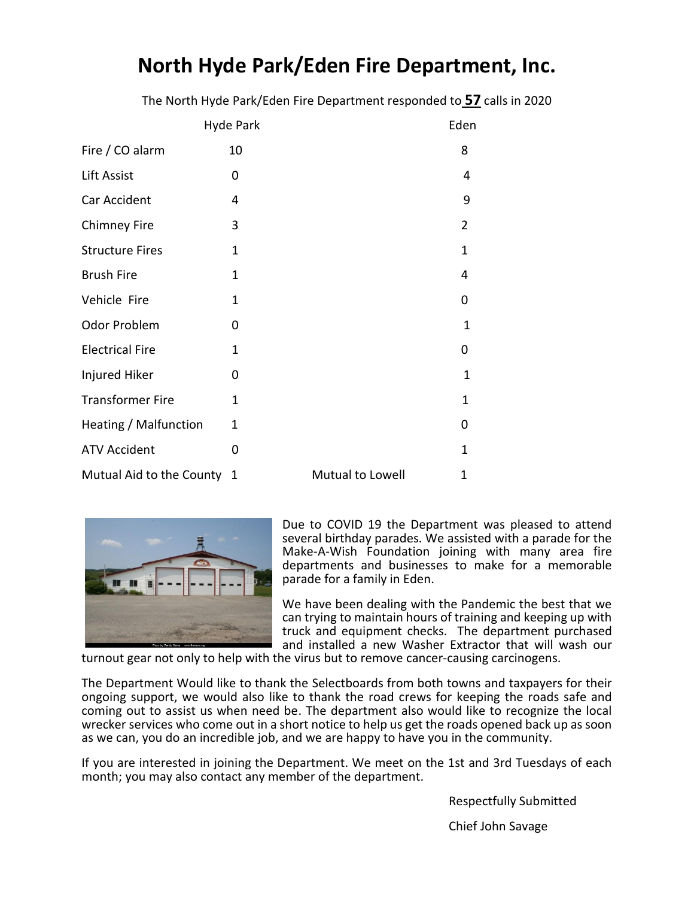# North Hyde Park/Eden Fire Department, Inc.

The North Hyde Park/Eden Fire Department responded to **57** calls in 2020

| | Hyde Park | | Eden |
|---|---|---|---|
| Fire / CO alarm | 10 | | 8 |
| Lift Assist | 0 | | 4 |
| Car Accident | 4 | | 9 |
| Chimney Fire | 3 | | 2 |
| Structure Fires | 1 | | 1 |
| Brush Fire | 1 | | 4 |
| Vehicle Fire | 1 | | 0 |
| Odor Problem | 0 | | 1 |
| Electrical Fire | 1 | | 0 |
| Injured Hiker | 0 | | 1 |
| Transformer Fire | 1 | | 1 |
| Heating / Malfunction | 1 | | 0 |
| ATV Accident | 0 | | 1 |
| Mutual Aid to the County | 1 | Mutual to Lowell | 1 |

Due to COVID 19 the Department was pleased to attend several birthday parades. We assisted with a parade for the Make-A-Wish Foundation joining with many area fire departments and businesses to make for a memorable parade for a family in Eden.

We have been dealing with the Pandemic the best that we can trying to maintain hours of training and keeping up with truck and equipment checks. The department purchased and installed a new Washer Extractor that will wash our turnout gear not only to help with the virus but to remove cancer-causing carcinogens.

The Department Would like to thank the Selectboards from both towns and taxpayers for their ongoing support, we would also like to thank the road crews for keeping the roads safe and coming out to assist us when need be. The department also would like to recognize the local wrecker services who come out in a short notice to help us get the roads opened back up as soon as we can, you do an incredible job, and we are happy to have you in the community.

If you are interested in joining the Department. We meet on the 1st and 3rd Tuesdays of each month; you may also contact any member of the department.

Respectfully Submitted

Chief John Savage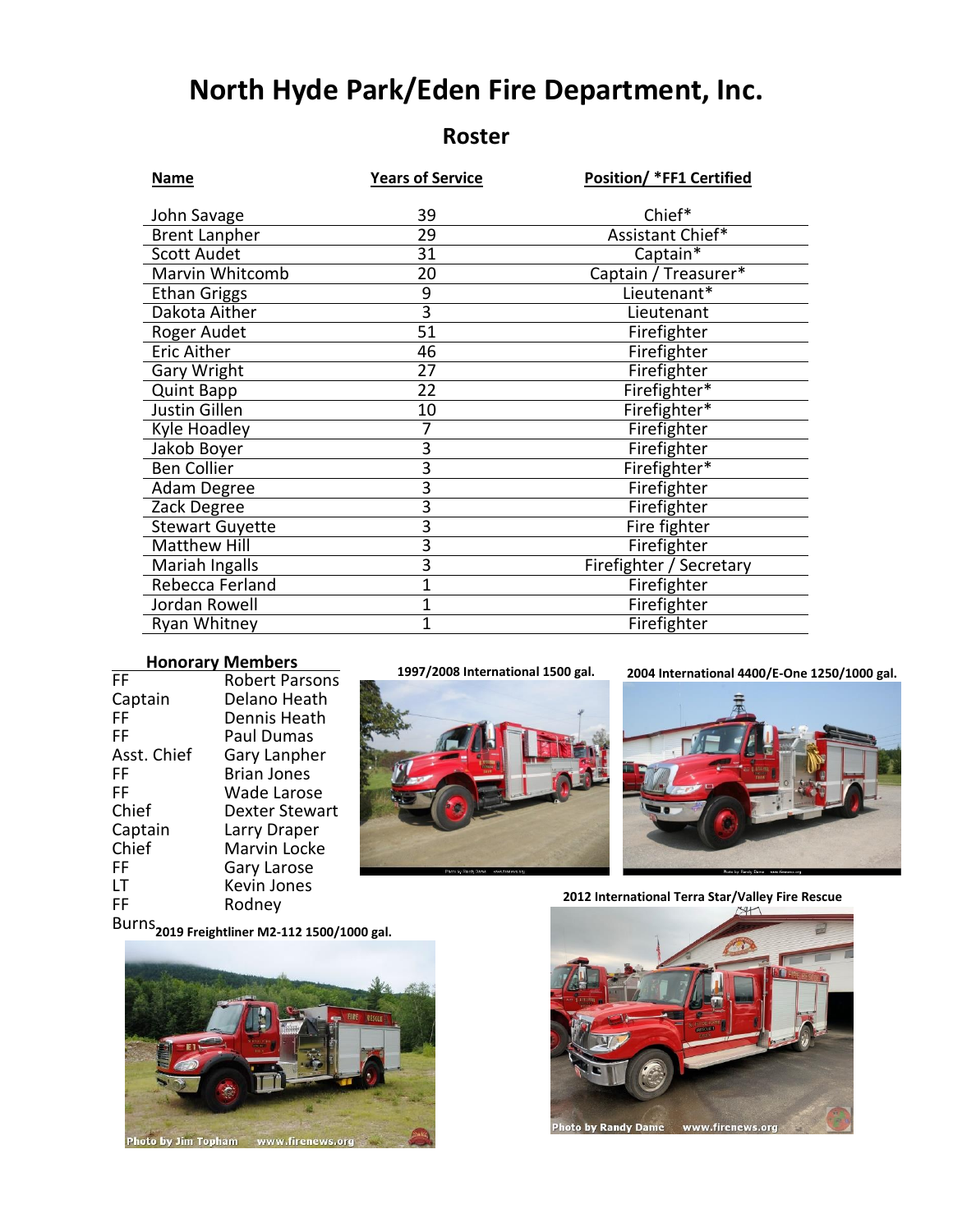# North Hyde Park/Eden Fire Department, Inc.

## Roster

| Name | Years of Service | Position/ *FF1 Certified |
|---|---|---|
| John Savage | 39 | Chief* |
| Brent Lanpher | 29 | Assistant Chief* |
| Scott Audet | 31 | Captain* |
| Marvin Whitcomb | 20 | Captain / Treasurer* |
| Ethan Griggs | 9 | Lieutenant* |
| Dakota Aither | 3 | Lieutenant |
| Roger Audet | 51 | Firefighter |
| Eric Aither | 46 | Firefighter |
| Gary Wright | 27 | Firefighter |
| Quint Bapp | 22 | Firefighter* |
| Justin Gillen | 10 | Firefighter* |
| Kyle Hoadley | 7 | Firefighter |
| Jakob Boyer | 3 | Firefighter |
| Ben Collier | 3 | Firefighter* |
| Adam Degree | 3 | Firefighter |
| Zack Degree | 3 | Firefighter |
| Stewart Guyette | 3 | Fire fighter |
| Matthew Hill | 3 | Firefighter |
| Mariah Ingalls | 3 | Firefighter / Secretary |
| Rebecca Ferland | 1 | Firefighter |
| Jordan Rowell | 1 | Firefighter |
| Ryan Whitney | 1 | Firefighter |

**Honorary Members**

| | |
|---|---|
| FF | Robert Parsons |
| Captain | Delano Heath |
| FF | Dennis Heath |
| FF | Paul Dumas |
| Asst. Chief | Gary Lanpher |
| FF | Brian Jones |
| FF | Wade Larose |
| Chief | Dexter Stewart |
| Captain | Larry Draper |
| Chief | Marvin Locke |
| FF | Gary Larose |
| LT | Kevin Jones |
| FF | Rodney Burns |

**1997/2008 International 1500 gal.**

**2004 International 4400/E-One 1250/1000 gal.**

**2012 International Terra Star/Valley Fire Rescue**

**2019 Freightliner M2-112 1500/1000 gal.**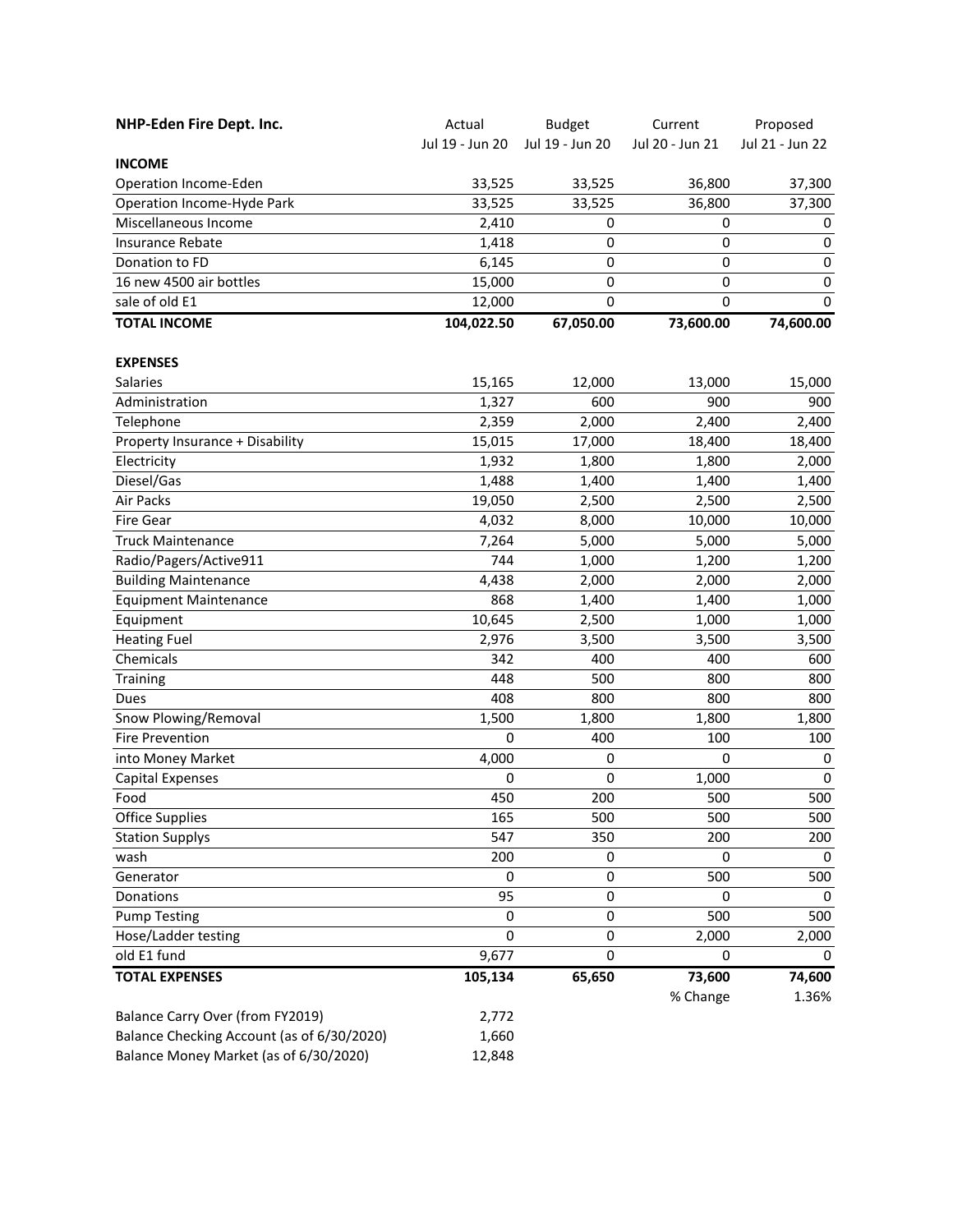| NHP-Eden Fire Dept. Inc. | Actual Jul 19 - Jun 20 | Budget Jul 19 - Jun 20 | Current Jul 20 - Jun 21 | Proposed Jul 21 - Jun 22 |
|---|---|---|---|---|
| **INCOME** | | | | |
| Operation Income-Eden | 33,525 | 33,525 | 36,800 | 37,300 |
| Operation Income-Hyde Park | 33,525 | 33,525 | 36,800 | 37,300 |
| Miscellaneous Income | 2,410 | 0 | 0 | 0 |
| Insurance Rebate | 1,418 | 0 | 0 | 0 |
| Donation to FD | 6,145 | 0 | 0 | 0 |
| 16 new 4500 air bottles | 15,000 | 0 | 0 | 0 |
| sale of old E1 | 12,000 | 0 | 0 | 0 |
| **TOTAL INCOME** | **104,022.50** | **67,050.00** | **73,600.00** | **74,600.00** |
| | | | | |
| **EXPENSES** | | | | |
| Salaries | 15,165 | 12,000 | 13,000 | 15,000 |
| Administration | 1,327 | 600 | 900 | 900 |
| Telephone | 2,359 | 2,000 | 2,400 | 2,400 |
| Property Insurance + Disability | 15,015 | 17,000 | 18,400 | 18,400 |
| Electricity | 1,932 | 1,800 | 1,800 | 2,000 |
| Diesel/Gas | 1,488 | 1,400 | 1,400 | 1,400 |
| Air Packs | 19,050 | 2,500 | 2,500 | 2,500 |
| Fire Gear | 4,032 | 8,000 | 10,000 | 10,000 |
| Truck Maintenance | 7,264 | 5,000 | 5,000 | 5,000 |
| Radio/Pagers/Active911 | 744 | 1,000 | 1,200 | 1,200 |
| Building Maintenance | 4,438 | 2,000 | 2,000 | 2,000 |
| Equipment Maintenance | 868 | 1,400 | 1,400 | 1,000 |
| Equipment | 10,645 | 2,500 | 1,000 | 1,000 |
| Heating Fuel | 2,976 | 3,500 | 3,500 | 3,500 |
| Chemicals | 342 | 400 | 400 | 600 |
| Training | 448 | 500 | 800 | 800 |
| Dues | 408 | 800 | 800 | 800 |
| Snow Plowing/Removal | 1,500 | 1,800 | 1,800 | 1,800 |
| Fire Prevention | 0 | 400 | 100 | 100 |
| into Money Market | 4,000 | 0 | 0 | 0 |
| Capital Expenses | 0 | 0 | 1,000 | 0 |
| Food | 450 | 200 | 500 | 500 |
| Office Supplies | 165 | 500 | 500 | 500 |
| Station Supplys | 547 | 350 | 200 | 200 |
| wash | 200 | 0 | 0 | 0 |
| Generator | 0 | 0 | 500 | 500 |
| Donations | 95 | 0 | 0 | 0 |
| Pump Testing | 0 | 0 | 500 | 500 |
| Hose/Ladder testing | 0 | 0 | 2,000 | 2,000 |
| old E1 fund | 9,677 | 0 | 0 | 0 |
| **TOTAL EXPENSES** | **105,134** | **65,650** | **73,600** | **74,600** |
| | | | % Change | 1.36% |
| | | | | |
| Balance Carry Over (from FY2019) | 2,772 | | | |
| Balance Checking Account (as of 6/30/2020) | 1,660 | | | |
| Balance Money Market (as of 6/30/2020) | 12,848 | | | |